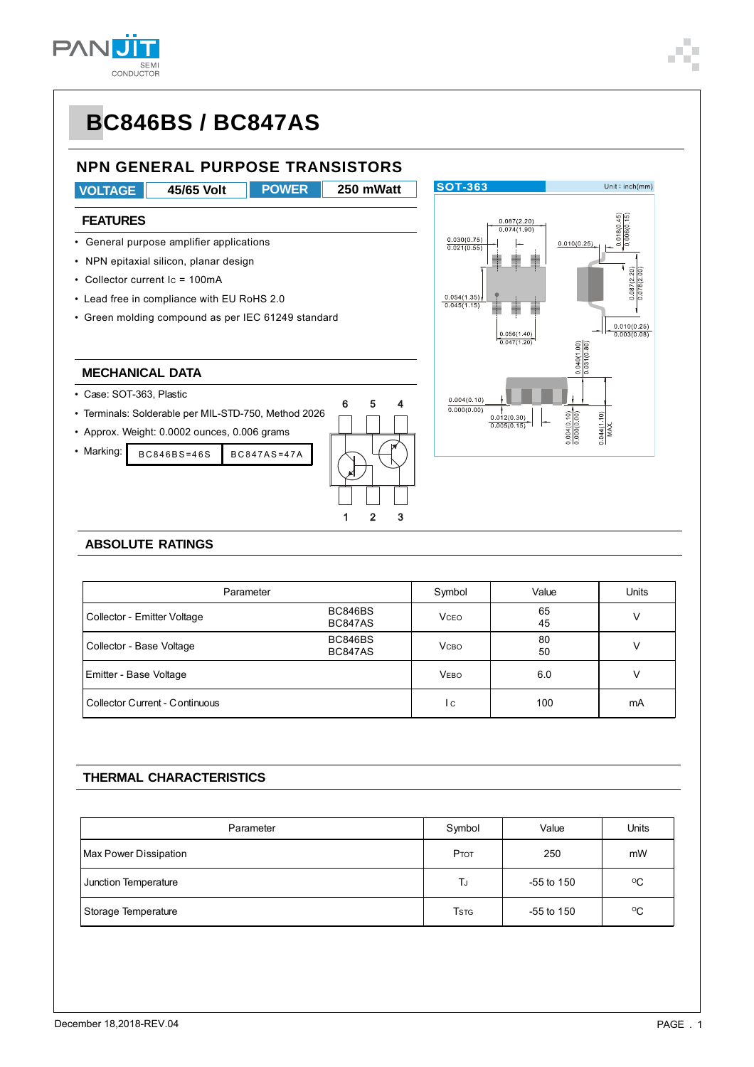# BC846BS / BC847AS

## NPN GENERAL PURPOSE TRANSISTORS

| VOLTAGE | 45/65 Volt | POWER | 250 mWatt |
|---|---|---|---|

### FEATURES

- General purpose amplifier applications
- NPN epitaxial silicon, planar design
- Collector current $I_C$ = 100mA
- Lead free in compliance with EU RoHS 2.0
- Green molding compound as per IEC 61249 standard

### MECHANICAL DATA

- Case: SOT-363, Plastic
- Terminals: Solderable per MIL-STD-750, Method 2026
- Approx. Weight: 0.0002 ounces, 0.006 grams
- Marking:

| BC846BS=46S | BC847AS=47A |
|---|---|

### ABSOLUTE RATINGS

| Parameter | | Symbol | Value | Units |
|---|---|---|---|---|
| Collector - Emitter Voltage | BC846BS<br>BC847AS | $V_{CEO}$ | 65<br>45 | V |
| Collector - Base Voltage | BC846BS<br>BC847AS | $V_{CBO}$ | 80<br>50 | V |
| Emitter - Base Voltage | | $V_{EBO}$ | 6.0 | V |
| Collector Current - Continuous | | $I_C$ | 100 | mA |

### THERMAL CHARACTERISTICS

| Parameter | Symbol | Value | Units |
|---|---|---|---|
| Max Power Dissipation | $P_{TOT}$ | 250 | mW |
| Junction Temperature | $T_J$ | -55 to 150 | $^oC$ |
| Storage Temperature | $T_{STG}$ | -55 to 150 | $^oC$ |

December 18,2018-REV.04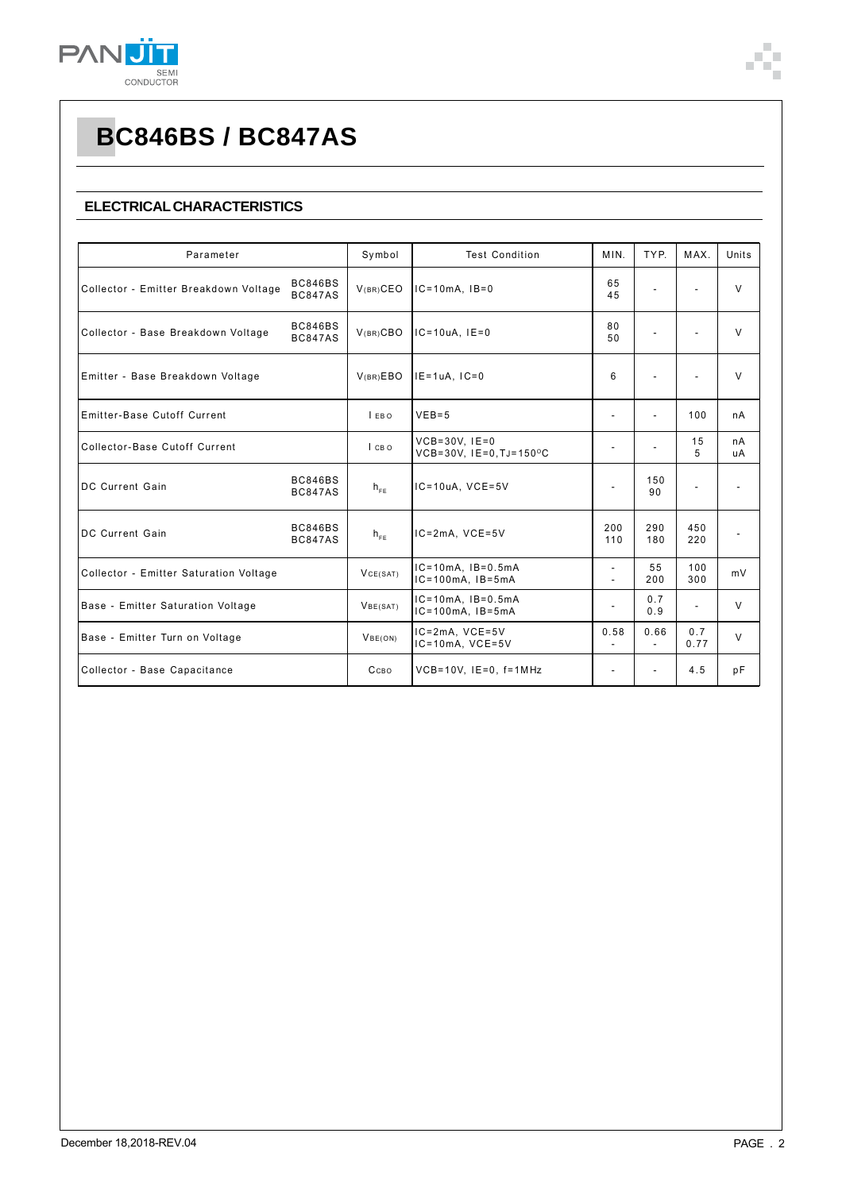# BC846BS / BC847AS

## ELECTRICAL CHARACTERISTICS

| Parameter | | Symbol | Test Condition | MIN. | TYP. | MAX. | Units |
|---|---|---|---|---|---|---|---|
| Collector - Emitter Breakdown Voltage | BC846BS<br>BC847AS | $V_{(BR)CEO}$ | IC=10mA, IB=0 | 65<br>45 | - | - | V |
| Collector - Base Breakdown Voltage | BC846BS<br>BC847AS | $V_{(BR)CBO}$ | IC=10uA, IE=0 | 80<br>50 | - | - | V |
| Emitter - Base Breakdown Voltage | | $V_{(BR)EBO}$ | IE=1uA, IC=0 | 6 | - | - | V |
| Emitter-Base Cutoff Current | | $I_{EBO}$ | VEB=5 | - | - | 100 | nA |
| Collector-Base Cutoff Current | | $I_{CBO}$ | VCB=30V, IE=0<br>VCB=30V, IE=0,TJ=150°C | - | - | 15<br>5 | nA<br>uA |
| DC Current Gain | BC846BS<br>BC847AS | $h_{FE}$ | IC=10uA, VCE=5V | - | 150<br>90 | - | - |
| DC Current Gain | BC846BS<br>BC847AS | $h_{FE}$ | IC=2mA, VCE=5V | 200<br>110 | 290<br>180 | 450<br>220 | - |
| Collector - Emitter Saturation Voltage | | $V_{CE(SAT)}$ | IC=10mA, IB=0.5mA<br>IC=100mA, IB=5mA | -<br>- | 55<br>200 | 100<br>300 | mV |
| Base - Emitter Saturation Voltage | | $V_{BE(SAT)}$ | IC=10mA, IB=0.5mA<br>IC=100mA, IB=5mA | - | 0.7<br>0.9 | - | V |
| Base - Emitter Turn on Voltage | | $V_{BE(ON)}$ | IC=2mA, VCE=5V<br>IC=10mA, VCE=5V | 0.58<br>- | 0.66<br>- | 0.7<br>0.77 | V |
| Collector - Base Capacitance | | $C_{CBO}$ | VCB=10V, IE=0, f=1MHz | - | - | 4.5 | pF |

December 18,2018-REV.04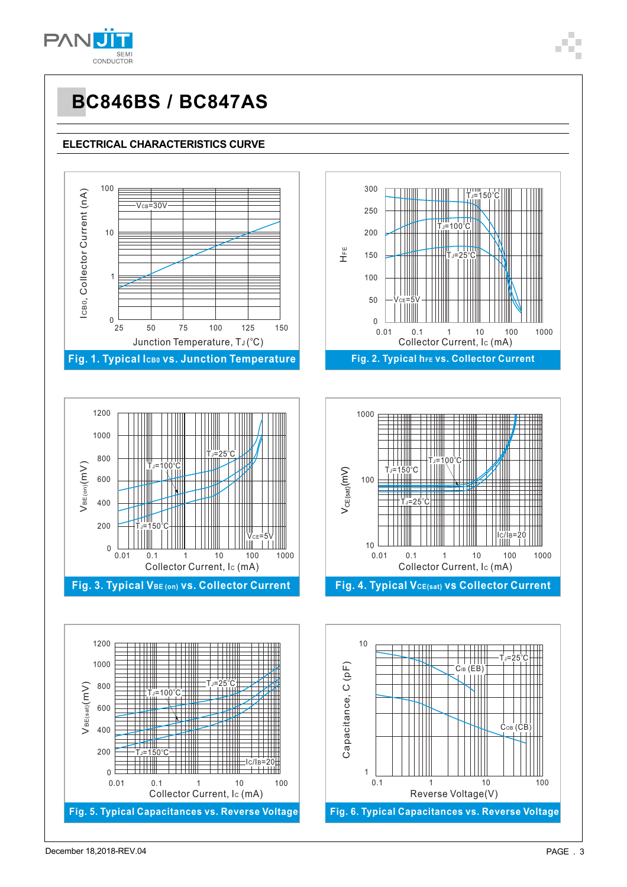# BC846BS / BC847AS

## ELECTRICAL CHARACTERISTICS CURVE

Fig. 1. Typical $I_{CBO}$ vs. Junction Temperature

Fig. 2. Typical $h_{FE}$ vs. Collector Current

Fig. 3. Typical $V_{BE(on)}$ vs. Collector Current

Fig. 4. Typical $V_{CE(sat)}$ vs Collector Current

Fig. 5. Typical Capacitances vs. Reverse Voltage

Fig. 6. Typical Capacitances vs. Reverse Voltage

December 18,2018-REV.04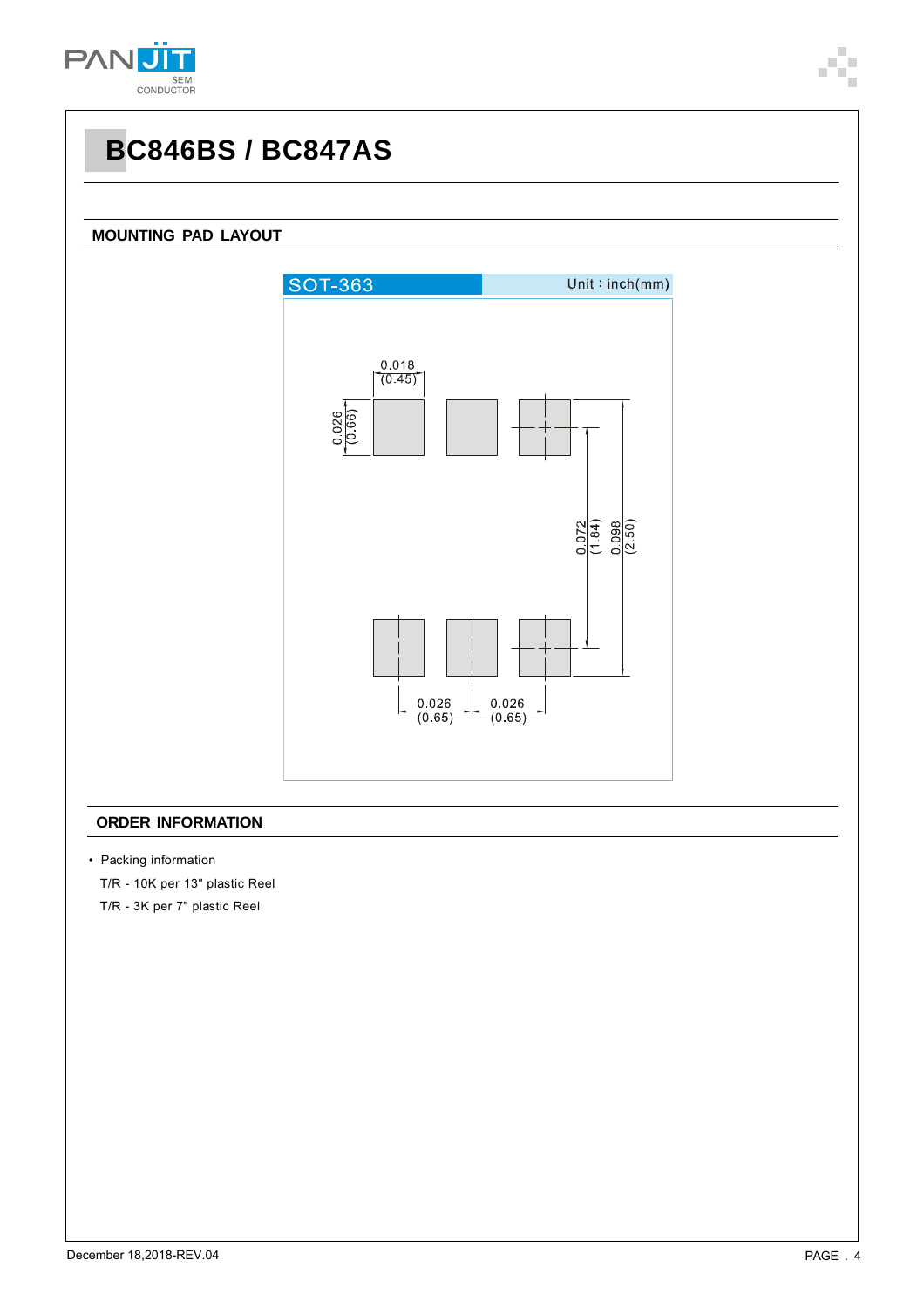# BC846BS / BC847AS

## MOUNTING PAD LAYOUT

SOT-363

Unit：inch(mm)

0.018 (0.45)

0.026 (0.66)

0.072 (1.84)

0.098 (2.50)

0.026 (0.65)

0.026 (0.65)

## ORDER INFORMATION

- Packing information

  T/R - 10K per 13" plastic Reel

  T/R - 3K per 7" plastic Reel

December 18,2018-REV.04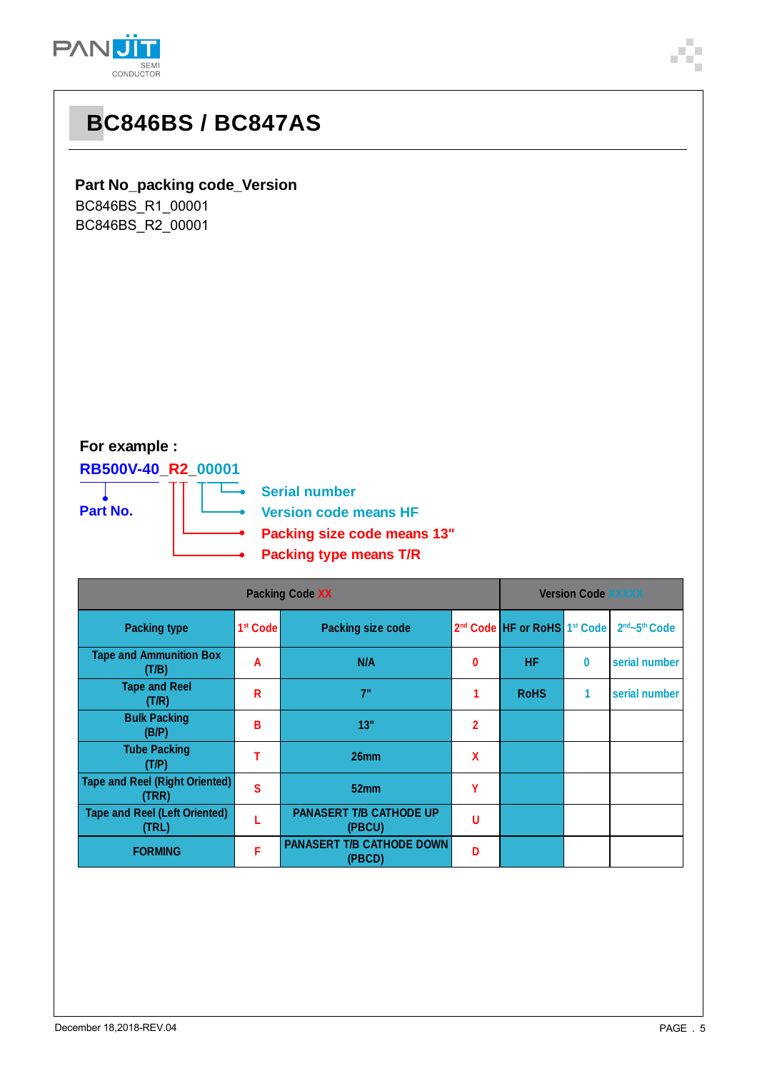# BC846BS / BC847AS

**Part No_packing code_Version**

BC846BS_R1_00001
BC846BS_R2_00001

**For example :**

**RB500V-40_R2_00001**

- **Part No.**
- **Serial number**
- **Version code means HF**
- **Packing size code means 13"**
- **Packing type means T/R**

| Packing Code XX | | | | Version Code XXXXX | | |
|---|---|---|---|---|---|---|
| Packing type | 1st Code | Packing size code | 2nd Code | HF or RoHS | 1st Code | 2nd~5th Code |
| Tape and Ammunition Box (T/B) | A | N/A | 0 | HF | 0 | serial number |
| Tape and Reel (T/R) | R | 7" | 1 | RoHS | 1 | serial number |
| Bulk Packing (B/P) | B | 13" | 2 | | | |
| Tube Packing (T/P) | T | 26mm | X | | | |
| Tape and Reel (Right Oriented) (TRR) | S | 52mm | Y | | | |
| Tape and Reel (Left Oriented) (TRL) | L | PANASERT T/B CATHODE UP (PBCU) | U | | | |
| FORMING | F | PANASERT T/B CATHODE DOWN (PBCD) | D | | | |

December 18,2018-REV.04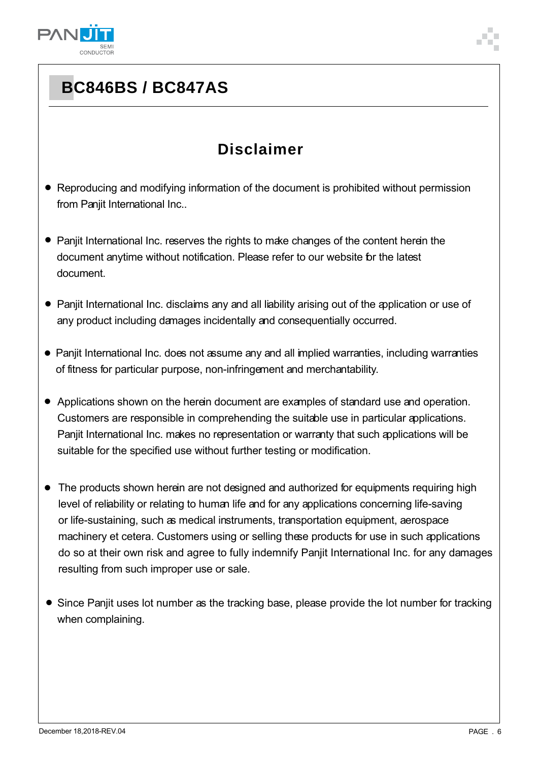# BC846BS / BC847AS

## Disclaimer

- Reproducing and modifying information of the document is prohibited without permission from Panjit International Inc..
- Panjit International Inc. reserves the rights to make changes of the content herein the document anytime without notification. Please refer to our website for the latest document.
- Panjit International Inc. disclaims any and all liability arising out of the application or use of any product including damages incidentally and consequentially occurred.
- Panjit International Inc. does not assume any and all implied warranties, including warranties of fitness for particular purpose, non-infringement and merchantability.
- Applications shown on the herein document are examples of standard use and operation. Customers are responsible in comprehending the suitable use in particular applications. Panjit International Inc. makes no representation or warranty that such applications will be suitable for the specified use without further testing or modification.
- The products shown herein are not designed and authorized for equipments requiring high level of reliability or relating to human life and for any applications concerning life-saving or life-sustaining, such as medical instruments, transportation equipment, aerospace machinery et cetera. Customers using or selling these products for use in such applications do so at their own risk and agree to fully indemnify Panjit International Inc. for any damages resulting from such improper use or sale.
- Since Panjit uses lot number as the tracking base, please provide the lot number for tracking when complaining.

December 18,2018-REV.04